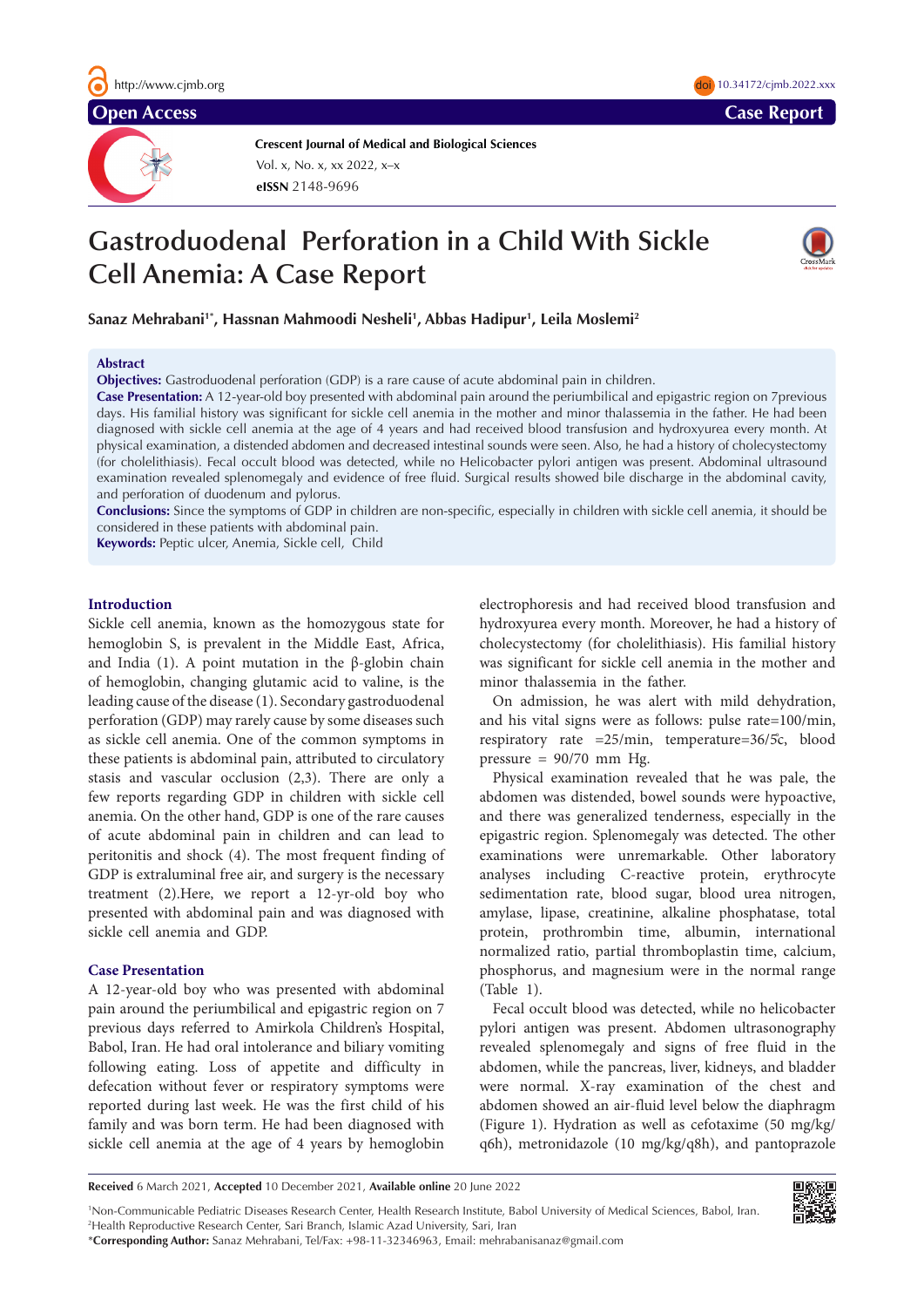# Gastroduodenal Perforation in a Child With Sickle Cell Anemia: A Case Report

**Sanaz Mehrabani[1*], Hassnan Mahmoodi Nesheli[1], Abbas Hadipur[1], Leila Moslemi[2]**

## Abstract

**Objectives:** Gastroduodenal perforation (GDP) is a rare cause of acute abdominal pain in children.

**Case Presentation:** A 12-year-old boy presented with abdominal pain around the periumbilical and epigastric region on 7previous days. His familial history was significant for sickle cell anemia in the mother and minor thalassemia in the father. He had been diagnosed with sickle cell anemia at the age of 4 years and had received blood transfusion and hydroxyurea every month. At physical examination, a distended abdomen and decreased intestinal sounds were seen. Also, he had a history of cholecystectomy (for cholelithiasis). Fecal occult blood was detected, while no Helicobacter pylori antigen was present. Abdominal ultrasound examination revealed splenomegaly and evidence of free fluid. Surgical results showed bile discharge in the abdominal cavity, and perforation of duodenum and pylorus.

**Conclusions:** Since the symptoms of GDP in children are non-specific, especially in children with sickle cell anemia, it should be considered in these patients with abdominal pain.

**Keywords:** Peptic ulcer, Anemia, Sickle cell, Child

## Introduction

Sickle cell anemia, known as the homozygous state for hemoglobin S, is prevalent in the Middle East, Africa, and India (1). A point mutation in the β-globin chain of hemoglobin, changing glutamic acid to valine, is the leading cause of the disease (1). Secondary gastroduodenal perforation (GDP) may rarely cause by some diseases such as sickle cell anemia. One of the common symptoms in these patients is abdominal pain, attributed to circulatory stasis and vascular occlusion (2,3). There are only a few reports regarding GDP in children with sickle cell anemia. On the other hand, GDP is one of the rare causes of acute abdominal pain in children and can lead to peritonitis and shock (4). The most frequent finding of GDP is extraluminal free air, and surgery is the necessary treatment (2).Here, we report a 12-yr-old boy who presented with abdominal pain and was diagnosed with sickle cell anemia and GDP.

## Case Presentation

A 12-year-old boy who was presented with abdominal pain around the periumbilical and epigastric region on 7 previous days referred to Amirkola Children's Hospital, Babol, Iran. He had oral intolerance and biliary vomiting following eating. Loss of appetite and difficulty in defecation without fever or respiratory symptoms were reported during last week. He was the first child of his family and was born term. He had been diagnosed with sickle cell anemia at the age of 4 years by hemoglobin electrophoresis and had received blood transfusion and hydroxyurea every month. Moreover, he had a history of cholecystectomy (for cholelithiasis). His familial history was significant for sickle cell anemia in the mother and minor thalassemia in the father.

On admission, he was alert with mild dehydration, and his vital signs were as follows: pulse rate=100/min, respiratory rate =25/min, temperature=36/5̊c, blood pressure = 90/70 mm Hg.

Physical examination revealed that he was pale, the abdomen was distended, bowel sounds were hypoactive, and there was generalized tenderness, especially in the epigastric region. Splenomegaly was detected. The other examinations were unremarkable. Other laboratory analyses including C-reactive protein, erythrocyte sedimentation rate, blood sugar, blood urea nitrogen, amylase, lipase, creatinine, alkaline phosphatase, total protein, prothrombin time, albumin, international normalized ratio, partial thromboplastin time, calcium, phosphorus, and magnesium were in the normal range (Table 1).

Fecal occult blood was detected, while no helicobacter pylori antigen was present. Abdomen ultrasonography revealed splenomegaly and signs of free fluid in the abdomen, while the pancreas, liver, kidneys, and bladder were normal. X-ray examination of the chest and abdomen showed an air-fluid level below the diaphragm (Figure 1). Hydration as well as cefotaxime (50 mg/kg/q6h), metronidazole (10 mg/kg/q8h), and pantoprazole

**Received** 6 March 2021, **Accepted** 10 December 2021, **Available online** 20 June 2022

[1]Non-Communicable Pediatric Diseases Research Center, Health Research Institute, Babol University of Medical Sciences, Babol, Iran.
[2]Health Reproductive Research Center, Sari Branch, Islamic Azad University, Sari, Iran

*__Corresponding Author:__ Sanaz Mehrabani, Tel/Fax: +98-11-32346963, Email: mehrabanisanaz@gmail.com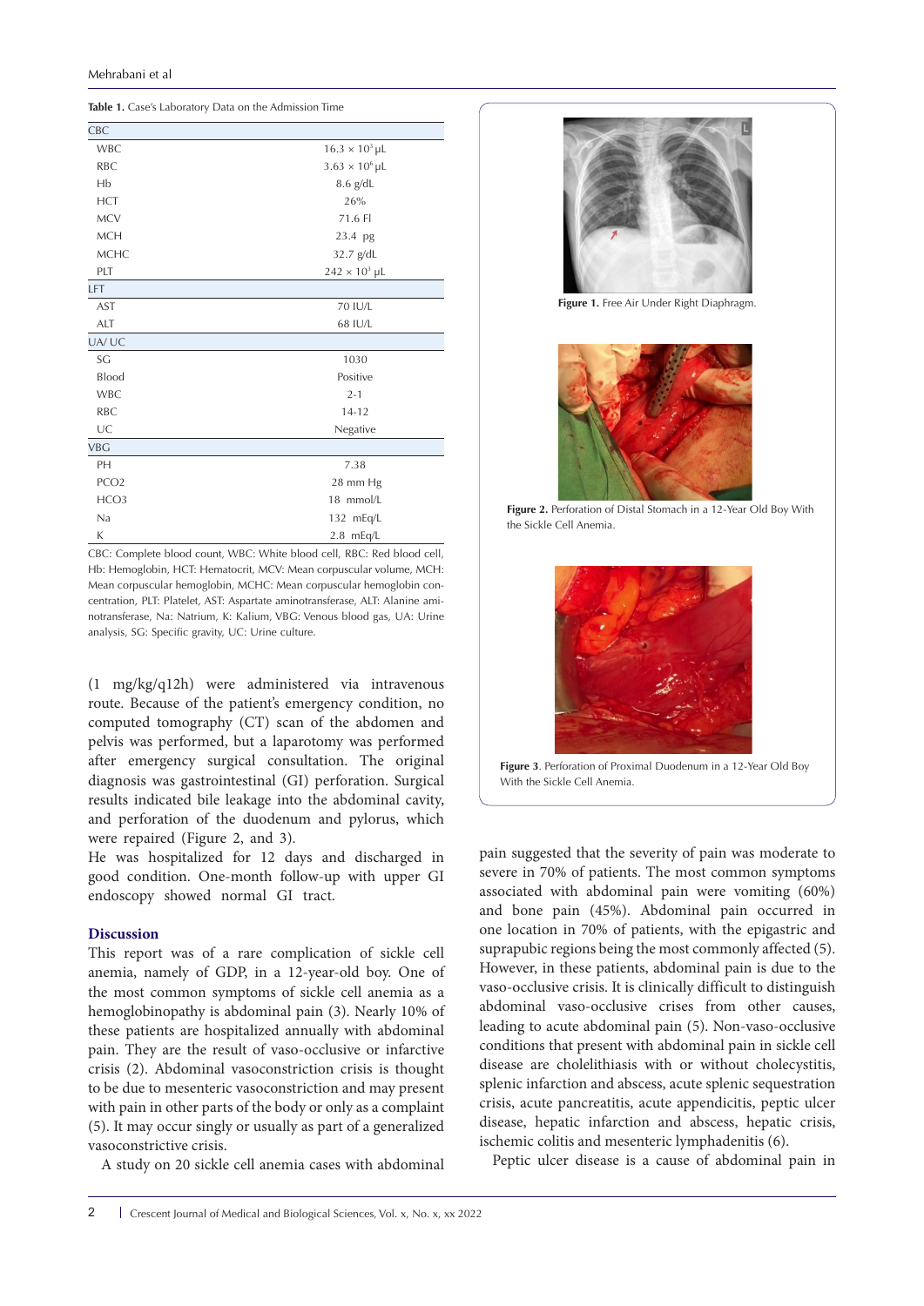**Table 1.** Case's Laboratory Data on the Admission Time

| | |
|---|---|
| CBC | |
| WBC | $16.3 \times 10^3$ µL |
| RBC | $3.63 \times 10^6$ µL |
| Hb | 8.6 g/dL |
| HCT | 26% |
| MCV | 71.6 Fl |
| MCH | 23.4 pg |
| MCHC | 32.7 g/dL |
| PLT | $242 \times 10^3$ µL |
| LFT | |
| AST | 70 IU/L |
| ALT | 68 IU/L |
| UA/ UC | |
| SG | 1030 |
| Blood | Positive |
| WBC | 2-1 |
| RBC | 14-12 |
| UC | Negative |
| VBG | |
| PH | 7.38 |
| PCO2 | 28 mm Hg |
| HCO3 | 18 mmol/L |
| Na | 132 mEq/L |
| K | 2.8 mEq/L |

CBC: Complete blood count, WBC: White blood cell, RBC: Red blood cell, Hb: Hemoglobin, HCT: Hematocrit, MCV: Mean corpuscular volume, MCH: Mean corpuscular hemoglobin, MCHC: Mean corpuscular hemoglobin concentration, PLT: Platelet, AST: Aspartate aminotransferase, ALT: Alanine aminotransferase, Na: Natrium, K: Kalium, VBG: Venous blood gas, UA: Urine analysis, SG: Specific gravity, UC: Urine culture.

(1 mg/kg/q12h) were administered via intravenous route. Because of the patient's emergency condition, no computed tomography (CT) scan of the abdomen and pelvis was performed, but a laparotomy was performed after emergency surgical consultation. The original diagnosis was gastrointestinal (GI) perforation. Surgical results indicated bile leakage into the abdominal cavity, and perforation of the duodenum and pylorus, which were repaired (Figure 2, and 3).

He was hospitalized for 12 days and discharged in good condition. One-month follow-up with upper GI endoscopy showed normal GI tract.

Figure 1. Free Air Under Right Diaphragm.

Figure 2. Perforation of Distal Stomach in a 12-Year Old Boy With the Sickle Cell Anemia.

Figure 3. Perforation of Proximal Duodenum in a 12-Year Old Boy With the Sickle Cell Anemia.

## Discussion

This report was of a rare complication of sickle cell anemia, namely of GDP, in a 12-year-old boy. One of the most common symptoms of sickle cell anemia as a hemoglobinopathy is abdominal pain (3). Nearly 10% of these patients are hospitalized annually with abdominal pain. They are the result of vaso-occlusive or infarctive crisis (2). Abdominal vasoconstriction crisis is thought to be due to mesenteric vasoconstriction and may present with pain in other parts of the body or only as a complaint (5). It may occur singly or usually as part of a generalized vasoconstrictive crisis.

A study on 20 sickle cell anemia cases with abdominal pain suggested that the severity of pain was moderate to severe in 70% of patients. The most common symptoms associated with abdominal pain were vomiting (60%) and bone pain (45%). Abdominal pain occurred in one location in 70% of patients, with the epigastric and suprapubic regions being the most commonly affected (5). However, in these patients, abdominal pain is due to the vaso-occlusive crisis. It is clinically difficult to distinguish abdominal vaso-occlusive crises from other causes, leading to acute abdominal pain (5). Non-vaso-occlusive conditions that present with abdominal pain in sickle cell disease are cholelithiasis with or without cholecystitis, splenic infarction and abscess, acute splenic sequestration crisis, acute pancreatitis, acute appendicitis, peptic ulcer disease, hepatic infarction and abscess, hepatic crisis, ischemic colitis and mesenteric lymphadenitis (6).

Peptic ulcer disease is a cause of abdominal pain in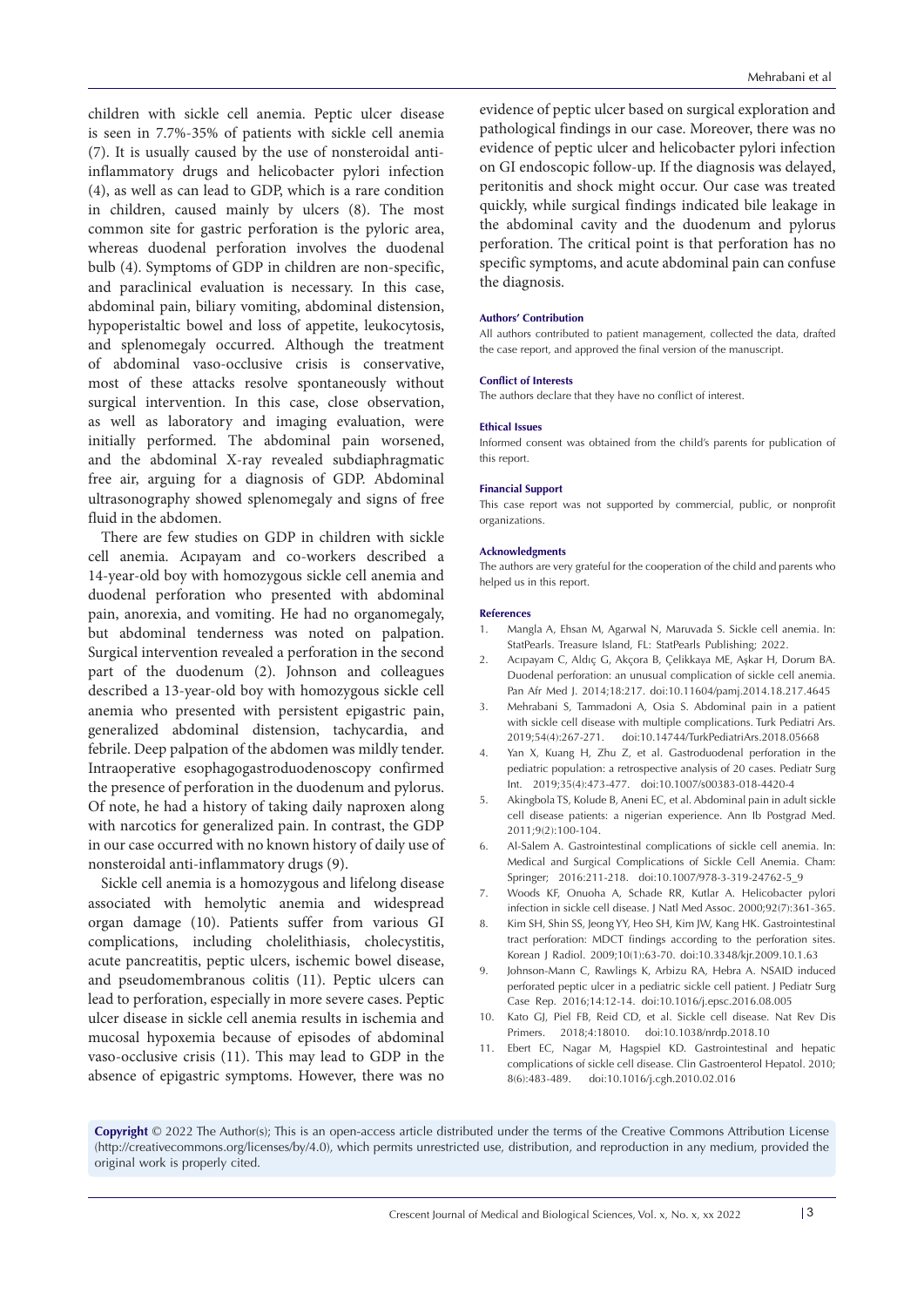children with sickle cell anemia. Peptic ulcer disease is seen in 7.7%-35% of patients with sickle cell anemia (7). It is usually caused by the use of nonsteroidal anti-inflammatory drugs and helicobacter pylori infection (4), as well as can lead to GDP, which is a rare condition in children, caused mainly by ulcers (8). The most common site for gastric perforation is the pyloric area, whereas duodenal perforation involves the duodenal bulb (4). Symptoms of GDP in children are non-specific, and paraclinical evaluation is necessary. In this case, abdominal pain, biliary vomiting, abdominal distension, hypoperistaltic bowel and loss of appetite, leukocytosis, and splenomegaly occurred. Although the treatment of abdominal vaso-occlusive crisis is conservative, most of these attacks resolve spontaneously without surgical intervention. In this case, close observation, as well as laboratory and imaging evaluation, were initially performed. The abdominal pain worsened, and the abdominal X-ray revealed subdiaphragmatic free air, arguing for a diagnosis of GDP. Abdominal ultrasonography showed splenomegaly and signs of free fluid in the abdomen.

There are few studies on GDP in children with sickle cell anemia. Acıpayam and co-workers described a 14-year-old boy with homozygous sickle cell anemia and duodenal perforation who presented with abdominal pain, anorexia, and vomiting. He had no organomegaly, but abdominal tenderness was noted on palpation. Surgical intervention revealed a perforation in the second part of the duodenum (2). Johnson and colleagues described a 13-year-old boy with homozygous sickle cell anemia who presented with persistent epigastric pain, generalized abdominal distension, tachycardia, and febrile. Deep palpation of the abdomen was mildly tender. Intraoperative esophagogastroduodenoscopy confirmed the presence of perforation in the duodenum and pylorus. Of note, he had a history of taking daily naproxen along with narcotics for generalized pain. In contrast, the GDP in our case occurred with no known history of daily use of nonsteroidal anti-inflammatory drugs (9).

Sickle cell anemia is a homozygous and lifelong disease associated with hemolytic anemia and widespread organ damage (10). Patients suffer from various GI complications, including cholelithiasis, cholecystitis, acute pancreatitis, peptic ulcers, ischemic bowel disease, and pseudomembranous colitis (11). Peptic ulcers can lead to perforation, especially in more severe cases. Peptic ulcer disease in sickle cell anemia results in ischemia and mucosal hypoxemia because of episodes of abdominal vaso-occlusive crisis (11). This may lead to GDP in the absence of epigastric symptoms. However, there was no evidence of peptic ulcer based on surgical exploration and pathological findings in our case. Moreover, there was no evidence of peptic ulcer and helicobacter pylori infection on GI endoscopic follow-up. If the diagnosis was delayed, peritonitis and shock might occur. Our case was treated quickly, while surgical findings indicated bile leakage in the abdominal cavity and the duodenum and pylorus perforation. The critical point is that perforation has no specific symptoms, and acute abdominal pain can confuse the diagnosis.

#### Authors' Contribution

All authors contributed to patient management, collected the data, drafted the case report, and approved the final version of the manuscript.

#### Conflict of Interests

The authors declare that they have no conflict of interest.

#### Ethical Issues

Informed consent was obtained from the child's parents for publication of this report.

#### Financial Support

This case report was not supported by commercial, public, or nonprofit organizations.

#### Acknowledgments

The authors are very grateful for the cooperation of the child and parents who helped us in this report.

#### References

1. Mangla A, Ehsan M, Agarwal N, Maruvada S. Sickle cell anemia. In: StatPearls. Treasure Island, FL: StatPearls Publishing; 2022.
2. Acıpayam C, Aldıç G, Akçora B, Çelikkaya ME, Aşkar H, Dorum BA. Duodenal perforation: an unusual complication of sickle cell anemia. Pan Afr Med J. 2014;18:217. doi:10.11604/pamj.2014.18.217.4645
3. Mehrabani S, Tammadoni A, Osia S. Abdominal pain in a patient with sickle cell disease with multiple complications. Turk Pediatri Ars. 2019;54(4):267-271. doi:10.14744/TurkPediatriArs.2018.05668
4. Yan X, Kuang H, Zhu Z, et al. Gastroduodenal perforation in the pediatric population: a retrospective analysis of 20 cases. Pediatr Surg Int. 2019;35(4):473-477. doi:10.1007/s00383-018-4420-4
5. Akingbola TS, Kolude B, Aneni EC, et al. Abdominal pain in adult sickle cell disease patients: a nigerian experience. Ann Ib Postgrad Med. 2011;9(2):100-104.
6. Al-Salem A. Gastrointestinal complications of sickle cell anemia. In: Medical and Surgical Complications of Sickle Cell Anemia. Cham: Springer; 2016:211-218. doi:10.1007/978-3-319-24762-5_9
7. Woods KF, Onuoha A, Schade RR, Kutlar A. Helicobacter pylori infection in sickle cell disease. J Natl Med Assoc. 2000;92(7):361-365.
8. Kim SH, Shin SS, Jeong YY, Heo SH, Kim JW, Kang HK. Gastrointestinal tract perforation: MDCT findings according to the perforation sites. Korean J Radiol. 2009;10(1):63-70. doi:10.3348/kjr.2009.10.1.63
9. Johnson-Mann C, Rawlings K, Arbizu RA, Hebra A. NSAID induced perforated peptic ulcer in a pediatric sickle cell patient. J Pediatr Surg Case Rep. 2016;14:12-14. doi:10.1016/j.epsc.2016.08.005
10. Kato GJ, Piel FB, Reid CD, et al. Sickle cell disease. Nat Rev Dis Primers. 2018;4:18010. doi:10.1038/nrdp.2018.10
11. Ebert EC, Nagar M, Hagspiel KD. Gastrointestinal and hepatic complications of sickle cell disease. Clin Gastroenterol Hepatol. 2010;8(6):483-489. doi:10.1016/j.cgh.2010.02.016

**Copyright** © 2022 The Author(s); This is an open-access article distributed under the terms of the Creative Commons Attribution License (http://creativecommons.org/licenses/by/4.0), which permits unrestricted use, distribution, and reproduction in any medium, provided the original work is properly cited.